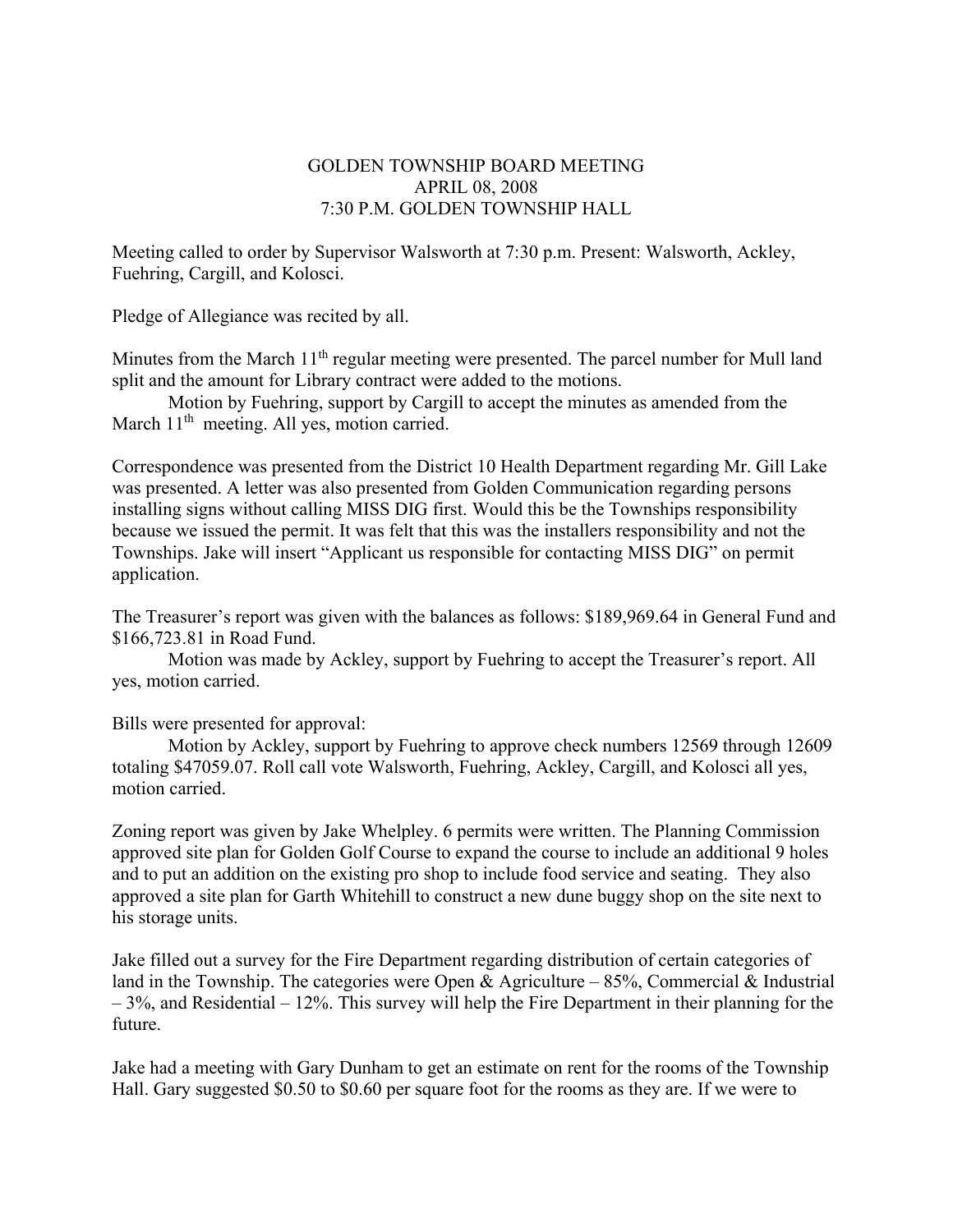# GOLDEN TOWNSHIP BOARD MEETING
## APRIL 08, 2008
## 7:30 P.M. GOLDEN TOWNSHIP HALL

Meeting called to order by Supervisor Walsworth at 7:30 p.m. Present: Walsworth, Ackley, Fuehring, Cargill, and Kolosci.

Pledge of Allegiance was recited by all.

Minutes from the March 11th regular meeting were presented. The parcel number for Mull land split and the amount for Library contract were added to the motions.

Motion by Fuehring, support by Cargill to accept the minutes as amended from the March 11th meeting. All yes, motion carried.

Correspondence was presented from the District 10 Health Department regarding Mr. Gill Lake was presented. A letter was also presented from Golden Communication regarding persons installing signs without calling MISS DIG first. Would this be the Townships responsibility because we issued the permit. It was felt that this was the installers responsibility and not the Townships. Jake will insert "Applicant us responsible for contacting MISS DIG" on permit application.

The Treasurer's report was given with the balances as follows: $189,969.64 in General Fund and $166,723.81 in Road Fund.

Motion was made by Ackley, support by Fuehring to accept the Treasurer's report. All yes, motion carried.

Bills were presented for approval:

Motion by Ackley, support by Fuehring to approve check numbers 12569 through 12609 totaling $47059.07. Roll call vote Walsworth, Fuehring, Ackley, Cargill, and Kolosci all yes, motion carried.

Zoning report was given by Jake Whelpley. 6 permits were written. The Planning Commission approved site plan for Golden Golf Course to expand the course to include an additional 9 holes and to put an addition on the existing pro shop to include food service and seating. They also approved a site plan for Garth Whitehill to construct a new dune buggy shop on the site next to his storage units.

Jake filled out a survey for the Fire Department regarding distribution of certain categories of land in the Township. The categories were Open & Agriculture – 85%, Commercial & Industrial – 3%, and Residential – 12%. This survey will help the Fire Department in their planning for the future.

Jake had a meeting with Gary Dunham to get an estimate on rent for the rooms of the Township Hall. Gary suggested $0.50 to $0.60 per square foot for the rooms as they are. If we were to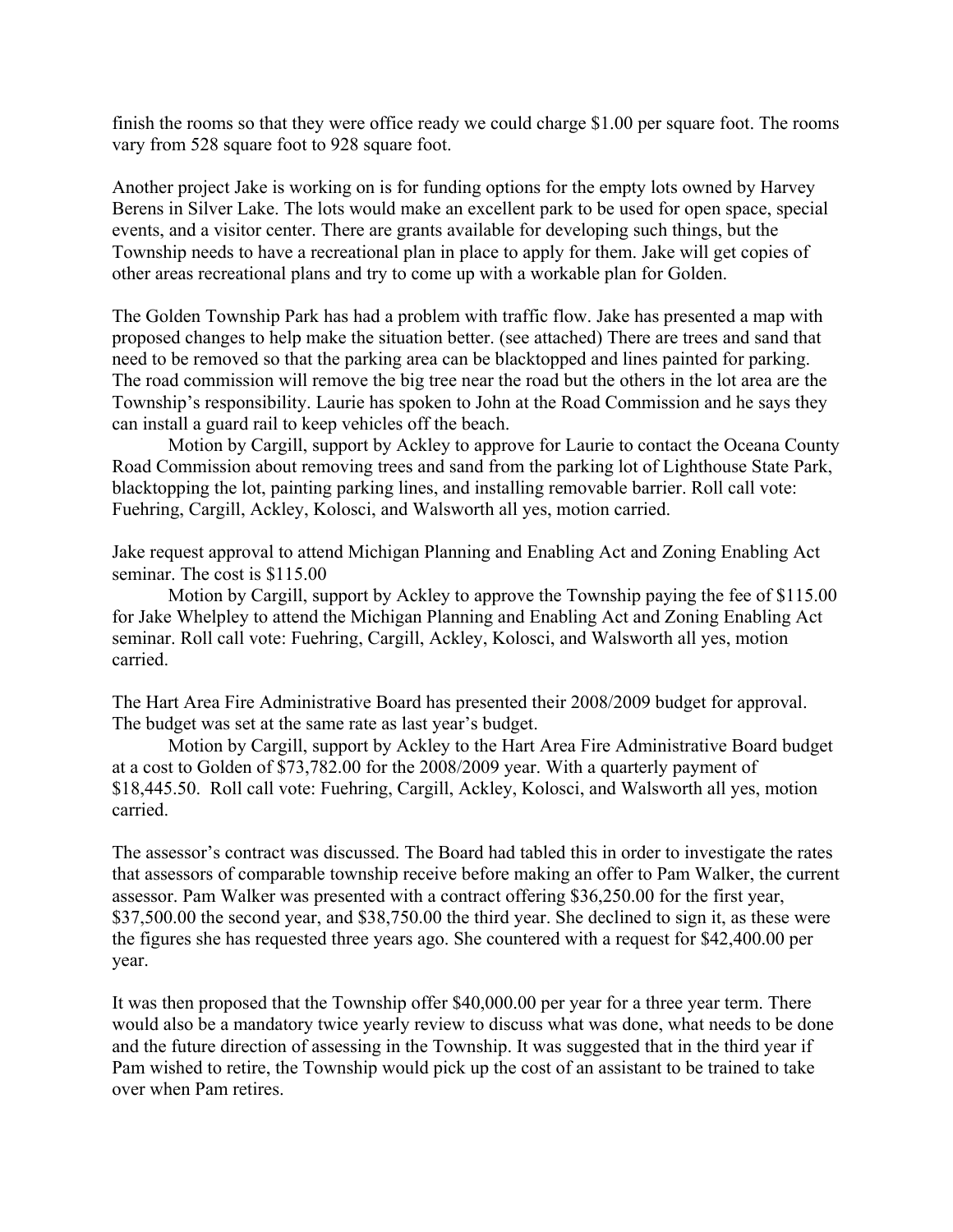finish the rooms so that they were office ready we could charge $1.00 per square foot. The rooms vary from 528 square foot to 928 square foot.

Another project Jake is working on is for funding options for the empty lots owned by Harvey Berens in Silver Lake. The lots would make an excellent park to be used for open space, special events, and a visitor center. There are grants available for developing such things, but the Township needs to have a recreational plan in place to apply for them. Jake will get copies of other areas recreational plans and try to come up with a workable plan for Golden.

The Golden Township Park has had a problem with traffic flow. Jake has presented a map with proposed changes to help make the situation better. (see attached) There are trees and sand that need to be removed so that the parking area can be blacktopped and lines painted for parking. The road commission will remove the big tree near the road but the others in the lot area are the Township's responsibility. Laurie has spoken to John at the Road Commission and he says they can install a guard rail to keep vehicles off the beach.

Motion by Cargill, support by Ackley to approve for Laurie to contact the Oceana County Road Commission about removing trees and sand from the parking lot of Lighthouse State Park, blacktopping the lot, painting parking lines, and installing removable barrier. Roll call vote: Fuehring, Cargill, Ackley, Kolosci, and Walsworth all yes, motion carried.

Jake request approval to attend Michigan Planning and Enabling Act and Zoning Enabling Act seminar. The cost is $115.00

Motion by Cargill, support by Ackley to approve the Township paying the fee of $115.00 for Jake Whelpley to attend the Michigan Planning and Enabling Act and Zoning Enabling Act seminar. Roll call vote: Fuehring, Cargill, Ackley, Kolosci, and Walsworth all yes, motion carried.

The Hart Area Fire Administrative Board has presented their 2008/2009 budget for approval. The budget was set at the same rate as last year's budget.

Motion by Cargill, support by Ackley to the Hart Area Fire Administrative Board budget at a cost to Golden of $73,782.00 for the 2008/2009 year. With a quarterly payment of $18,445.50. Roll call vote: Fuehring, Cargill, Ackley, Kolosci, and Walsworth all yes, motion carried.

The assessor's contract was discussed. The Board had tabled this in order to investigate the rates that assessors of comparable township receive before making an offer to Pam Walker, the current assessor. Pam Walker was presented with a contract offering $36,250.00 for the first year, $37,500.00 the second year, and $38,750.00 the third year. She declined to sign it, as these were the figures she has requested three years ago. She countered with a request for $42,400.00 per year.

It was then proposed that the Township offer $40,000.00 per year for a three year term. There would also be a mandatory twice yearly review to discuss what was done, what needs to be done and the future direction of assessing in the Township. It was suggested that in the third year if Pam wished to retire, the Township would pick up the cost of an assistant to be trained to take over when Pam retires.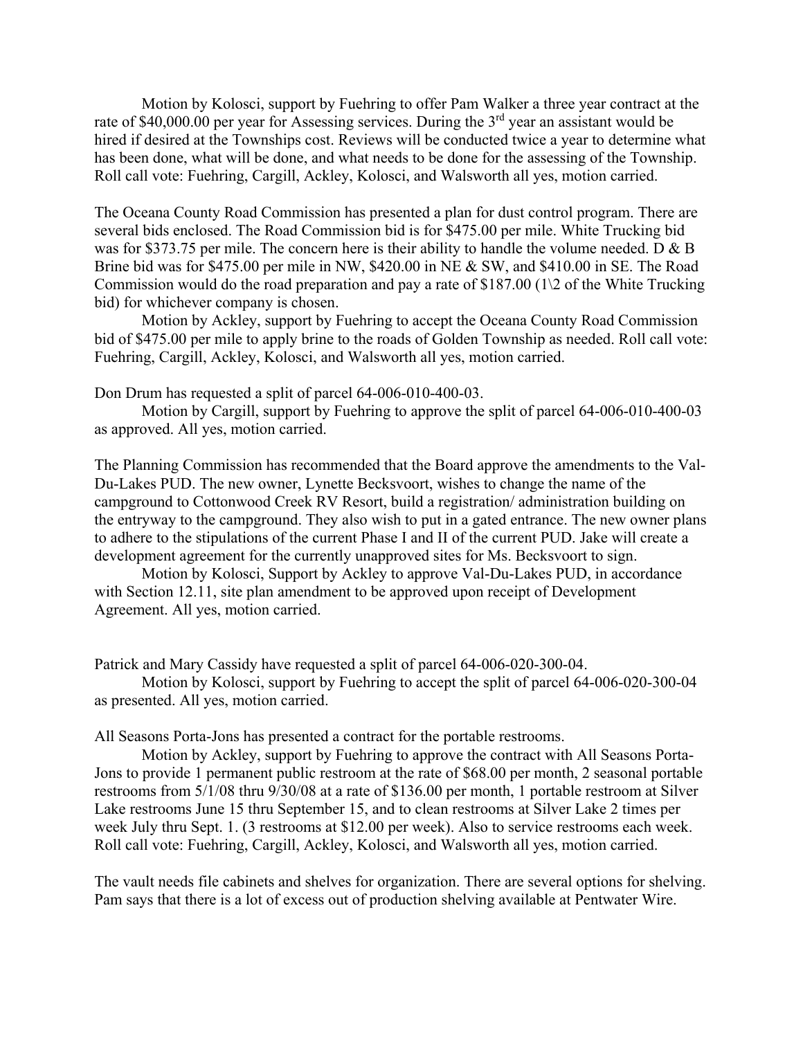Motion by Kolosci, support by Fuehring to offer Pam Walker a three year contract at the rate of $40,000.00 per year for Assessing services. During the 3rd year an assistant would be hired if desired at the Townships cost. Reviews will be conducted twice a year to determine what has been done, what will be done, and what needs to be done for the assessing of the Township. Roll call vote: Fuehring, Cargill, Ackley, Kolosci, and Walsworth all yes, motion carried.

The Oceana County Road Commission has presented a plan for dust control program. There are several bids enclosed. The Road Commission bid is for $475.00 per mile. White Trucking bid was for $373.75 per mile. The concern here is their ability to handle the volume needed. D & B Brine bid was for $475.00 per mile in NW, $420.00 in NE & SW, and $410.00 in SE. The Road Commission would do the road preparation and pay a rate of $187.00 (1\2 of the White Trucking bid) for whichever company is chosen.

Motion by Ackley, support by Fuehring to accept the Oceana County Road Commission bid of $475.00 per mile to apply brine to the roads of Golden Township as needed. Roll call vote: Fuehring, Cargill, Ackley, Kolosci, and Walsworth all yes, motion carried.

Don Drum has requested a split of parcel 64-006-010-400-03.

Motion by Cargill, support by Fuehring to approve the split of parcel 64-006-010-400-03 as approved. All yes, motion carried.

The Planning Commission has recommended that the Board approve the amendments to the Val-Du-Lakes PUD. The new owner, Lynette Becksvoort, wishes to change the name of the campground to Cottonwood Creek RV Resort, build a registration/ administration building on the entryway to the campground. They also wish to put in a gated entrance. The new owner plans to adhere to the stipulations of the current Phase I and II of the current PUD. Jake will create a development agreement for the currently unapproved sites for Ms. Becksvoort to sign.

Motion by Kolosci, Support by Ackley to approve Val-Du-Lakes PUD, in accordance with Section 12.11, site plan amendment to be approved upon receipt of Development Agreement. All yes, motion carried.

Patrick and Mary Cassidy have requested a split of parcel 64-006-020-300-04.

Motion by Kolosci, support by Fuehring to accept the split of parcel 64-006-020-300-04 as presented. All yes, motion carried.

All Seasons Porta-Jons has presented a contract for the portable restrooms.

Motion by Ackley, support by Fuehring to approve the contract with All Seasons Porta-Jons to provide 1 permanent public restroom at the rate of $68.00 per month, 2 seasonal portable restrooms from 5/1/08 thru 9/30/08 at a rate of $136.00 per month, 1 portable restroom at Silver Lake restrooms June 15 thru September 15, and to clean restrooms at Silver Lake 2 times per week July thru Sept. 1. (3 restrooms at $12.00 per week). Also to service restrooms each week. Roll call vote: Fuehring, Cargill, Ackley, Kolosci, and Walsworth all yes, motion carried.

The vault needs file cabinets and shelves for organization. There are several options for shelving. Pam says that there is a lot of excess out of production shelving available at Pentwater Wire.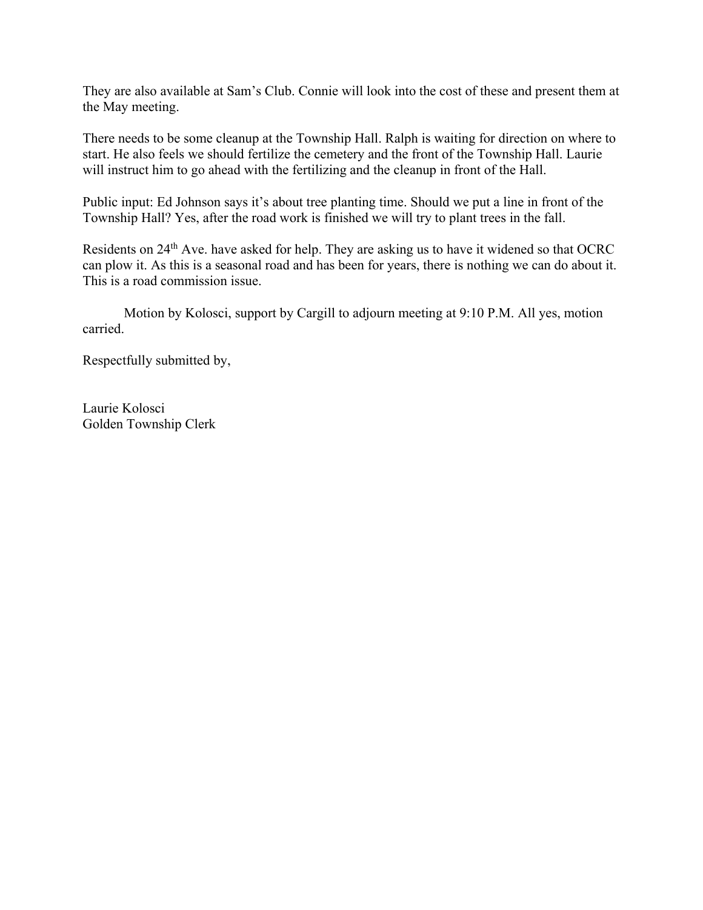They are also available at Sam's Club. Connie will look into the cost of these and present them at the May meeting.

There needs to be some cleanup at the Township Hall. Ralph is waiting for direction on where to start. He also feels we should fertilize the cemetery and the front of the Township Hall. Laurie will instruct him to go ahead with the fertilizing and the cleanup in front of the Hall.

Public input: Ed Johnson says it's about tree planting time. Should we put a line in front of the Township Hall? Yes, after the road work is finished we will try to plant trees in the fall.

Residents on 24th Ave. have asked for help. They are asking us to have it widened so that OCRC can plow it. As this is a seasonal road and has been for years, there is nothing we can do about it. This is a road commission issue.

Motion by Kolosci, support by Cargill to adjourn meeting at 9:10 P.M. All yes, motion carried.

Respectfully submitted by,

Laurie Kolosci  
Golden Township Clerk